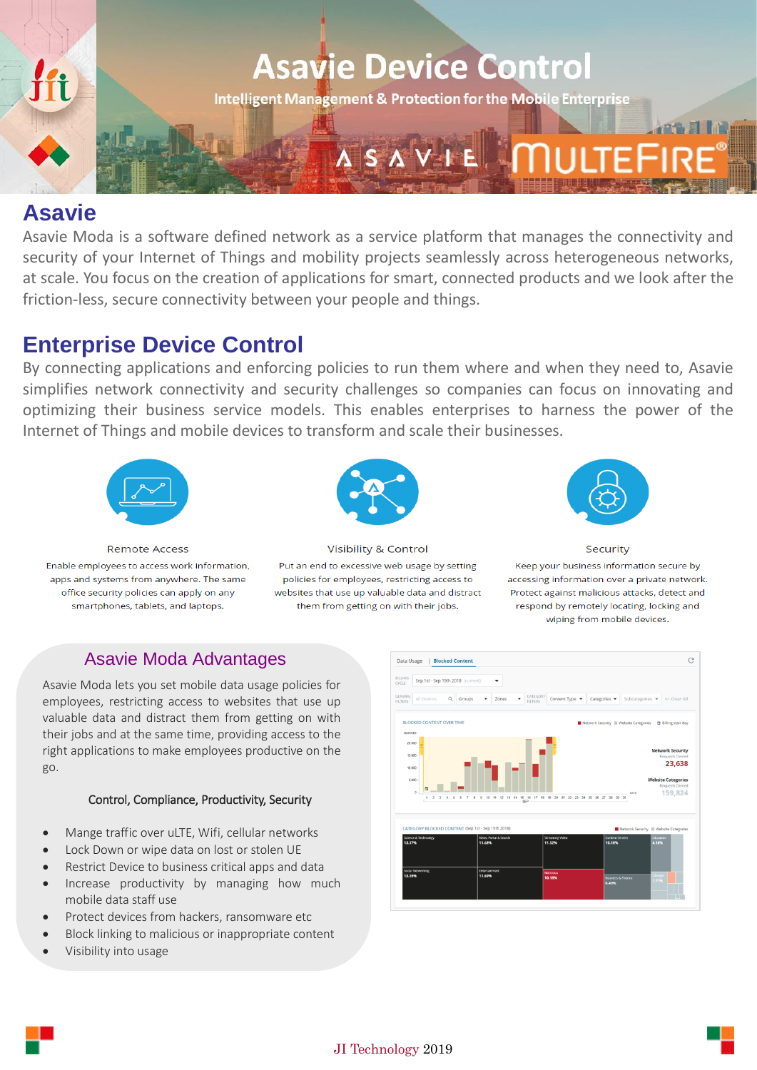# Asavie Device Control

Intelligent Management & Protection for the Mobile Enterprise

## Asavie

Asavie Moda is a software defined network as a service platform that manages the connectivity and security of your Internet of Things and mobility projects seamlessly across heterogeneous networks, at scale. You focus on the creation of applications for smart, connected products and we look after the friction-less, secure connectivity between your people and things.

## Enterprise Device Control

By connecting applications and enforcing policies to run them where and when they need to, Asavie simplifies network connectivity and security challenges so companies can focus on innovating and optimizing their business service models. This enables enterprises to harness the power of the Internet of Things and mobile devices to transform and scale their businesses.

### Remote Access

Enable employees to access work information, apps and systems from anywhere. The same office security policies can apply on any smartphones, tablets, and laptops.

### Visibility & Control

Put an end to excessive web usage by setting policies for employees, restricting access to websites that use up valuable data and distract them from getting on with their jobs.

### Security

Keep your business information secure by accessing information over a private network. Protect against malicious attacks, detect and respond by remotely locating, locking and wiping from mobile devices.

## Asavie Moda Advantages

Asavie Moda lets you set mobile data usage policies for employees, restricting access to websites that use up valuable data and distract them from getting on with their jobs and at the same time, providing access to the right applications to make employees productive on the go.

**Control, Compliance, Productivity, Security**

- Mange traffic over uLTE, Wifi, cellular networks
- Lock Down or wipe data on lost or stolen UE
- Restrict Device to business critical apps and data
- Increase productivity by managing how much mobile data staff use
- Protect devices from hackers, ransomware etc
- Block linking to malicious or inappropriate content
- Visibility into usage

JI Technology 2019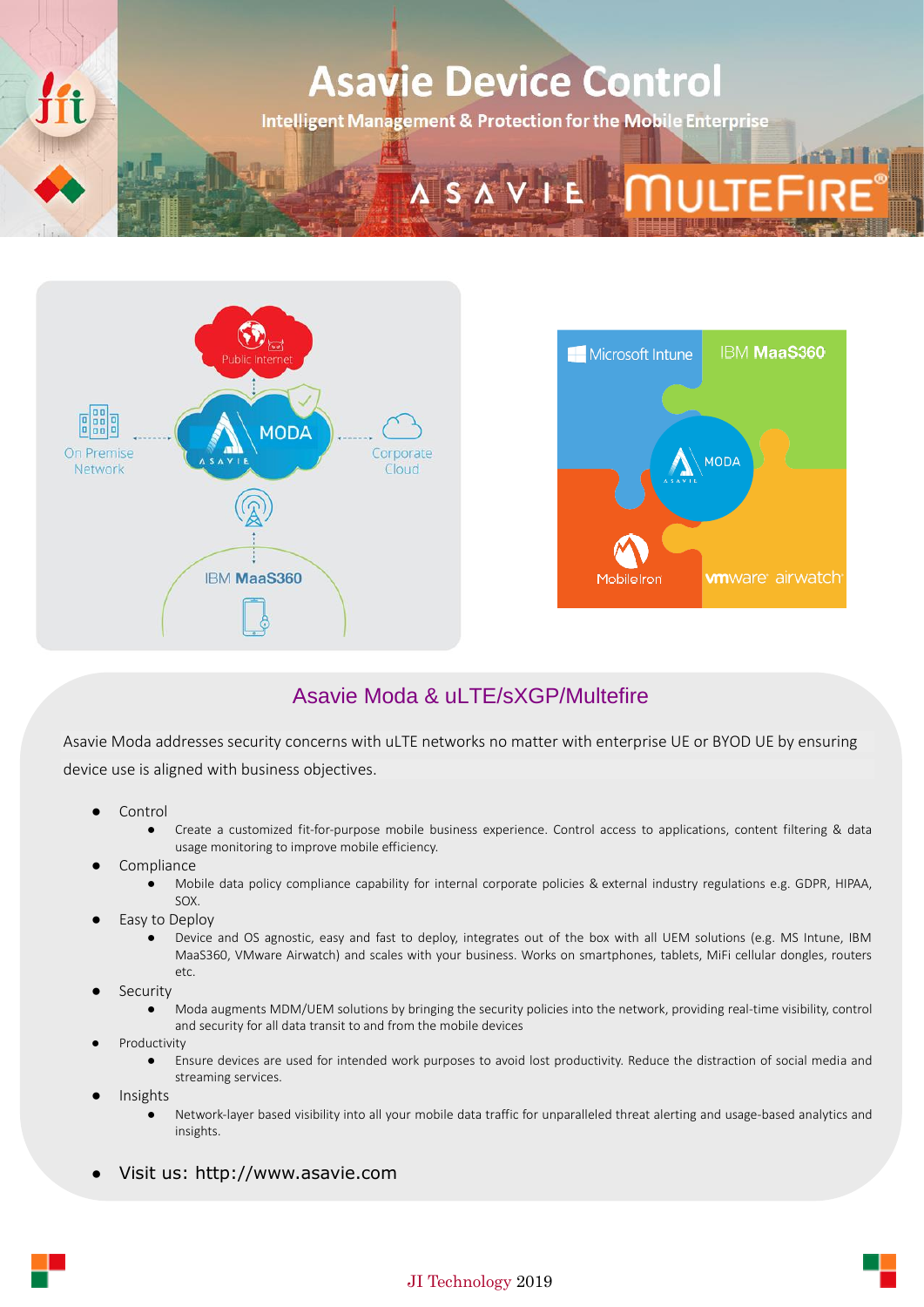# Asavie Device Control

Intelligent Management & Protection for the Mobile Enterprise

ASAVIE MULTEFIRE®

Public Internet

MODA

ASAVIE

On Premise Network

Corporate Cloud

IBM MaaS360

Microsoft Intune

IBM MaaS360

MODA

ASAVIE

MobileIron

vmware airwatch

## Asavie Moda & uLTE/sXGP/Multefire

Asavie Moda addresses security concerns with uLTE networks no matter with enterprise UE or BYOD UE by ensuring device use is aligned with business objectives.

- Control
  - Create a customized fit-for-purpose mobile business experience. Control access to applications, content filtering & data usage monitoring to improve mobile efficiency.
- Compliance
  - Mobile data policy compliance capability for internal corporate policies & external industry regulations e.g. GDPR, HIPAA, SOX.
- Easy to Deploy
  - Device and OS agnostic, easy and fast to deploy, integrates out of the box with all UEM solutions (e.g. MS Intune, IBM MaaS360, VMware Airwatch) and scales with your business. Works on smartphones, tablets, MiFi cellular dongles, routers etc.
- Security
  - Moda augments MDM/UEM solutions by bringing the security policies into the network, providing real-time visibility, control and security for all data transit to and from the mobile devices
- Productivity
  - Ensure devices are used for intended work purposes to avoid lost productivity. Reduce the distraction of social media and streaming services.
- Insights
  - Network-layer based visibility into all your mobile data traffic for unparalleled threat alerting and usage-based analytics and insights.

- Visit us: http://www.asavie.com

JI Technology 2019